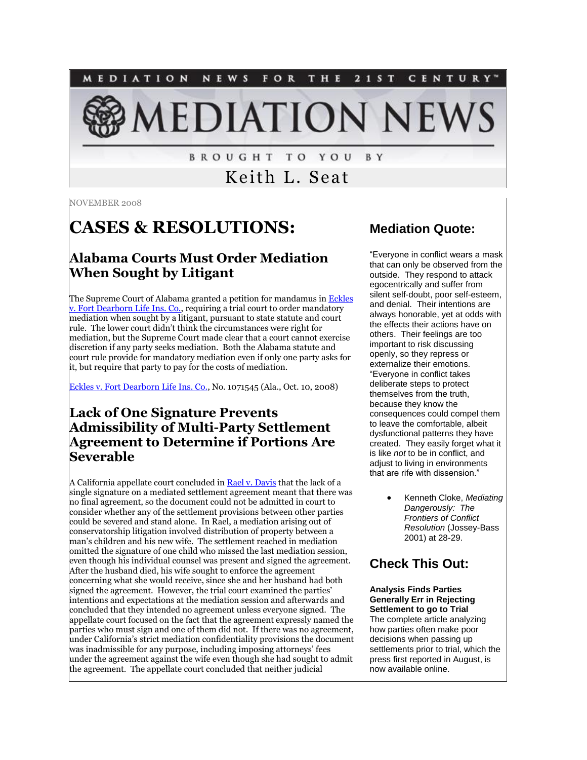MEDIATION NEWS FOR THE 21ST CENTURY™

# MEDIATION NEWS

BROUGHT TO YOU BY

Keith L. Seat

NOVEMBER 2008

# CASES & RESOLUTIONS:

## Alabama Courts Must Order Mediation When Sought by Litigant

The Supreme Court of Alabama granted a petition for mandamus in Eckles v. Fort Dearborn Life Ins. Co., requiring a trial court to order mandatory mediation when sought by a litigant, pursuant to state statute and court rule. The lower court didn't think the circumstances were right for mediation, but the Supreme Court made clear that a court cannot exercise discretion if any party seeks mediation. Both the Alabama statute and court rule provide for mandatory mediation even if only one party asks for it, but require that party to pay for the costs of mediation.

Eckles v. Fort Dearborn Life Ins. Co., No. 1071545 (Ala., Oct. 10, 2008)

## Lack of One Signature Prevents Admissibility of Multi-Party Settlement Agreement to Determine if Portions Are Severable

A California appellate court concluded in Rael v. Davis that the lack of a single signature on a mediated settlement agreement meant that there was no final agreement, so the document could not be admitted in court to consider whether any of the settlement provisions between other parties could be severed and stand alone. In Rael, a mediation arising out of conservatorship litigation involved distribution of property between a man's children and his new wife. The settlement reached in mediation omitted the signature of one child who missed the last mediation session, even though his individual counsel was present and signed the agreement. After the husband died, his wife sought to enforce the agreement concerning what she would receive, since she and her husband had both signed the agreement. However, the trial court examined the parties' intentions and expectations at the mediation session and afterwards and concluded that they intended no agreement unless everyone signed. The appellate court focused on the fact that the agreement expressly named the parties who must sign and one of them did not. If there was no agreement, under California's strict mediation confidentiality provisions the document was inadmissible for any purpose, including imposing attorneys' fees under the agreement against the wife even though she had sought to admit the agreement. The appellate court concluded that neither judicial

## Mediation Quote:

"Everyone in conflict wears a mask that can only be observed from the outside. They respond to attack egocentrically and suffer from silent self-doubt, poor self-esteem, and denial. Their intentions are always honorable, yet at odds with the effects their actions have on others. Their feelings are too important to risk discussing openly, so they repress or externalize their emotions. "Everyone in conflict takes deliberate steps to protect themselves from the truth, because they know the consequences could compel them to leave the comfortable, albeit dysfunctional patterns they have created. They easily forget what it is like *not* to be in conflict, and adjust to living in environments that are rife with dissension."

- Kenneth Cloke, *Mediating Dangerously: The Frontiers of Conflict Resolution* (Jossey-Bass 2001) at 28-29.

## Check This Out:

**Analysis Finds Parties Generally Err in Rejecting Settlement to go to Trial**
The complete article analyzing how parties often make poor decisions when passing up settlements prior to trial, which the press first reported in August, is now available online.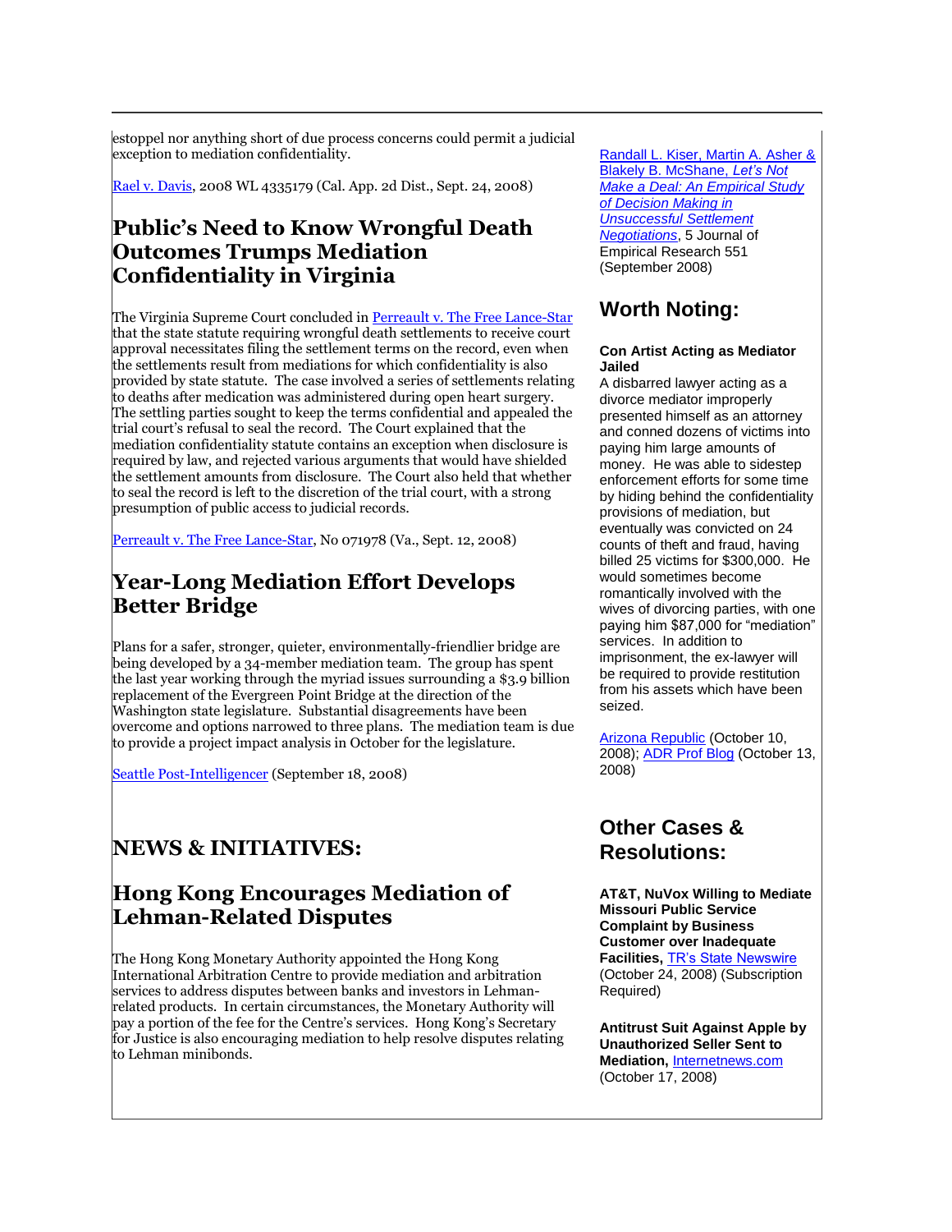estoppel nor anything short of due process concerns could permit a judicial exception to mediation confidentiality.

Rael v. Davis, 2008 WL 4335179 (Cal. App. 2d Dist., Sept. 24, 2008)

## Public's Need to Know Wrongful Death Outcomes Trumps Mediation Confidentiality in Virginia

The Virginia Supreme Court concluded in Perreault v. The Free Lance-Star that the state statute requiring wrongful death settlements to receive court approval necessitates filing the settlement terms on the record, even when the settlements result from mediations for which confidentiality is also provided by state statute. The case involved a series of settlements relating to deaths after medication was administered during open heart surgery. The settling parties sought to keep the terms confidential and appealed the trial court's refusal to seal the record. The Court explained that the mediation confidentiality statute contains an exception when disclosure is required by law, and rejected various arguments that would have shielded the settlement amounts from disclosure. The Court also held that whether to seal the record is left to the discretion of the trial court, with a strong presumption of public access to judicial records.

Perreault v. The Free Lance-Star, No 071978 (Va., Sept. 12, 2008)

## Year-Long Mediation Effort Develops Better Bridge

Plans for a safer, stronger, quieter, environmentally-friendlier bridge are being developed by a 34-member mediation team. The group has spent the last year working through the myriad issues surrounding a $3.9 billion replacement of the Evergreen Point Bridge at the direction of the Washington state legislature. Substantial disagreements have been overcome and options narrowed to three plans. The mediation team is due to provide a project impact analysis in October for the legislature.

Seattle Post-Intelligencer (September 18, 2008)

# NEWS & INITIATIVES:

## Hong Kong Encourages Mediation of Lehman-Related Disputes

The Hong Kong Monetary Authority appointed the Hong Kong International Arbitration Centre to provide mediation and arbitration services to address disputes between banks and investors in Lehman-related products. In certain circumstances, the Monetary Authority will pay a portion of the fee for the Centre's services. Hong Kong's Secretary for Justice is also encouraging mediation to help resolve disputes relating to Lehman minibonds.

Randall L. Kiser, Martin A. Asher & Blakely B. McShane, *Let's Not Make a Deal: An Empirical Study of Decision Making in Unsuccessful Settlement Negotiations*, 5 Journal of Empirical Research 551 (September 2008)

# Worth Noting:

**Con Artist Acting as Mediator Jailed**

A disbarred lawyer acting as a divorce mediator improperly presented himself as an attorney and conned dozens of victims into paying him large amounts of money. He was able to sidestep enforcement efforts for some time by hiding behind the confidentiality provisions of mediation, but eventually was convicted on 24 counts of theft and fraud, having billed 25 victims for $300,000. He would sometimes become romantically involved with the wives of divorcing parties, with one paying him $87,000 for "mediation" services. In addition to imprisonment, the ex-lawyer will be required to provide restitution from his assets which have been seized.

Arizona Republic (October 10, 2008); ADR Prof Blog (October 13, 2008)

# Other Cases & Resolutions:

**AT&T, NuVox Willing to Mediate Missouri Public Service Complaint by Business Customer over Inadequate Facilities,** TR's State Newswire (October 24, 2008) (Subscription Required)

**Antitrust Suit Against Apple by Unauthorized Seller Sent to Mediation,** Internetnews.com (October 17, 2008)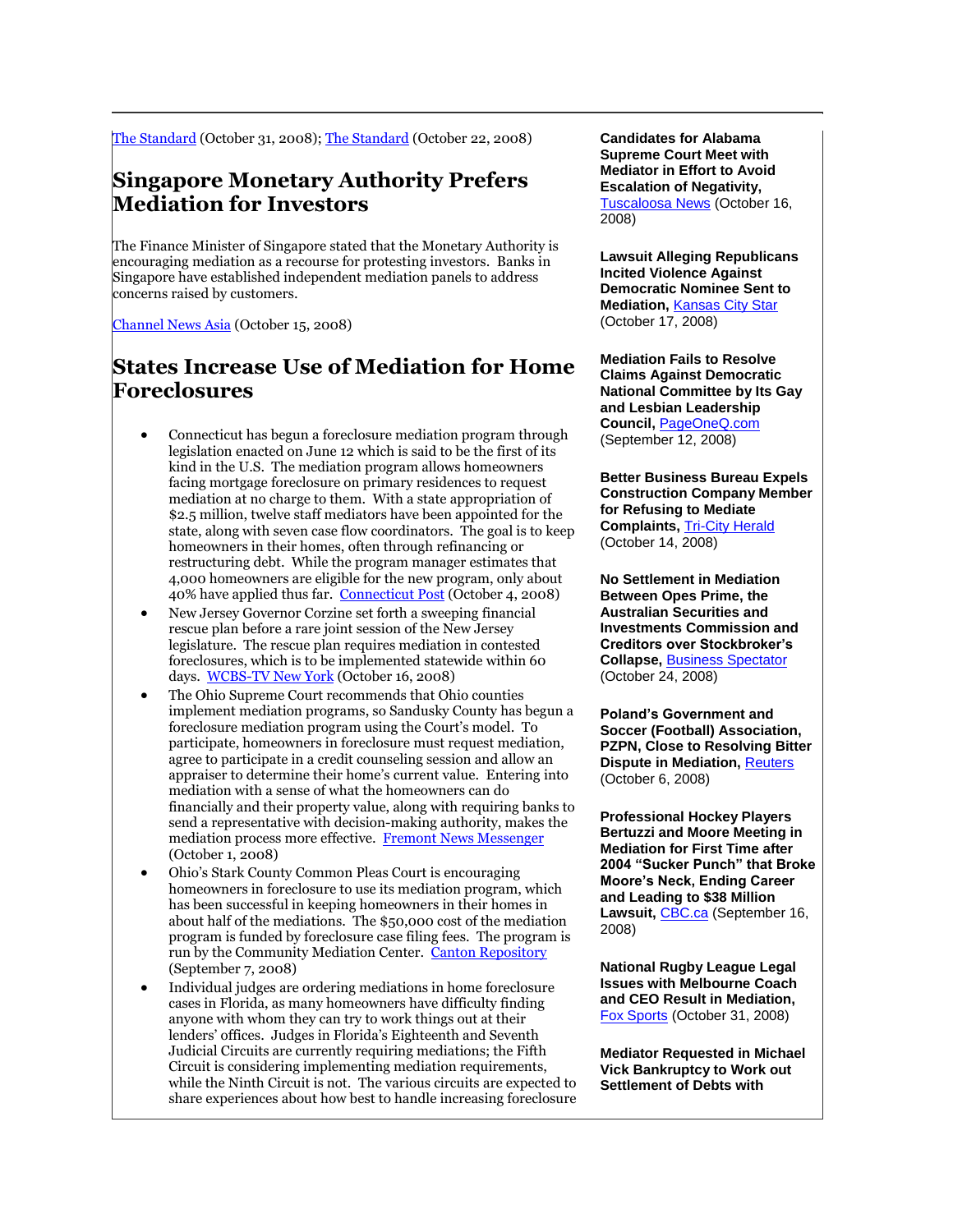[The Standard](#) (October 31, 2008); [The Standard](#) (October 22, 2008)

## Singapore Monetary Authority Prefers Mediation for Investors

The Finance Minister of Singapore stated that the Monetary Authority is encouraging mediation as a recourse for protesting investors. Banks in Singapore have established independent mediation panels to address concerns raised by customers.

[Channel News Asia](#) (October 15, 2008)

## States Increase Use of Mediation for Home Foreclosures

- Connecticut has begun a foreclosure mediation program through legislation enacted on June 12 which is said to be the first of its kind in the U.S. The mediation program allows homeowners facing mortgage foreclosure on primary residences to request mediation at no charge to them. With a state appropriation of $2.5 million, twelve staff mediators have been appointed for the state, along with seven case flow coordinators. The goal is to keep homeowners in their homes, often through refinancing or restructuring debt. While the program manager estimates that 4,000 homeowners are eligible for the new program, only about 40% have applied thus far. [Connecticut Post](#) (October 4, 2008)
- New Jersey Governor Corzine set forth a sweeping financial rescue plan before a rare joint session of the New Jersey legislature. The rescue plan requires mediation in contested foreclosures, which is to be implemented statewide within 60 days. [WCBS-TV New York](#) (October 16, 2008)
- The Ohio Supreme Court recommends that Ohio counties implement mediation programs, so Sandusky County has begun a foreclosure mediation program using the Court's model. To participate, homeowners in foreclosure must request mediation, agree to participate in a credit counseling session and allow an appraiser to determine their home's current value. Entering into mediation with a sense of what the homeowners can do financially and their property value, along with requiring banks to send a representative with decision-making authority, makes the mediation process more effective. [Fremont News Messenger](#) (October 1, 2008)
- Ohio's Stark County Common Pleas Court is encouraging homeowners in foreclosure to use its mediation program, which has been successful in keeping homeowners in their homes in about half of the mediations. The $50,000 cost of the mediation program is funded by foreclosure case filing fees. The program is run by the Community Mediation Center. [Canton Repository](#) (September 7, 2008)
- Individual judges are ordering mediations in home foreclosure cases in Florida, as many homeowners have difficulty finding anyone with whom they can try to work things out at their lenders' offices. Judges in Florida's Eighteenth and Seventh Judicial Circuits are currently requiring mediations; the Fifth Circuit is considering implementing mediation requirements, while the Ninth Circuit is not. The various circuits are expected to share experiences about how best to handle increasing foreclosure

**Candidates for Alabama Supreme Court Meet with Mediator in Effort to Avoid Escalation of Negativity,** [Tuscaloosa News](#) (October 16, 2008)

**Lawsuit Alleging Republicans Incited Violence Against Democratic Nominee Sent to Mediation,** [Kansas City Star](#) (October 17, 2008)

**Mediation Fails to Resolve Claims Against Democratic National Committee by Its Gay and Lesbian Leadership Council,** [PageOneQ.com](#) (September 12, 2008)

**Better Business Bureau Expels Construction Company Member for Refusing to Mediate Complaints,** [Tri-City Herald](#) (October 14, 2008)

**No Settlement in Mediation Between Opes Prime, the Australian Securities and Investments Commission and Creditors over Stockbroker's Collapse,** [Business Spectator](#) (October 24, 2008)

**Poland's Government and Soccer (Football) Association, PZPN, Close to Resolving Bitter Dispute in Mediation,** [Reuters](#) (October 6, 2008)

**Professional Hockey Players Bertuzzi and Moore Meeting in Mediation for First Time after 2004 "Sucker Punch" that Broke Moore's Neck, Ending Career and Leading to $38 Million Lawsuit,** [CBC.ca](#) (September 16, 2008)

**National Rugby League Legal Issues with Melbourne Coach and CEO Result in Mediation,** [Fox Sports](#) (October 31, 2008)

**Mediator Requested in Michael Vick Bankruptcy to Work out Settlement of Debts with**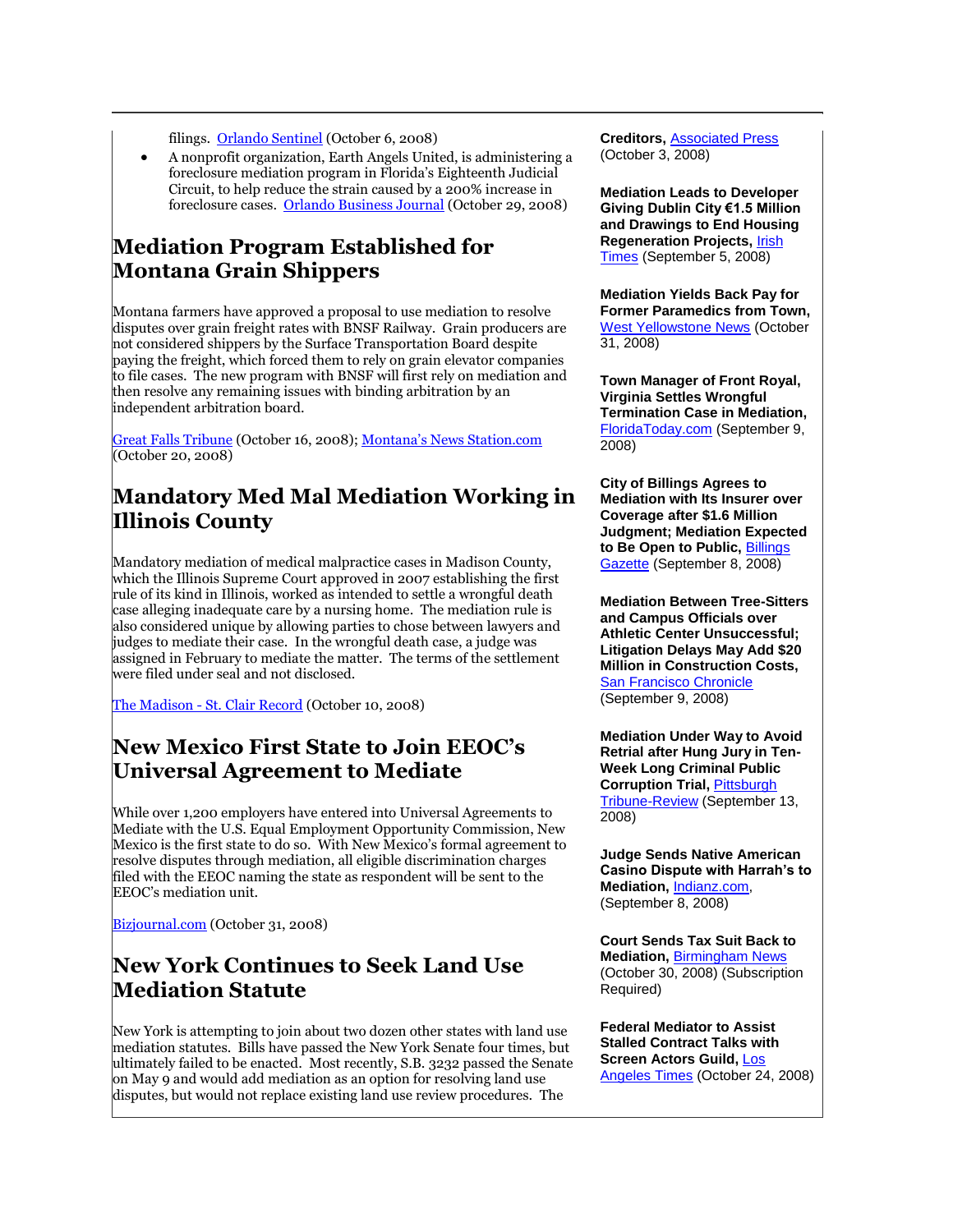filings. Orlando Sentinel (October 6, 2008)

- A nonprofit organization, Earth Angels United, is administering a foreclosure mediation program in Florida's Eighteenth Judicial Circuit, to help reduce the strain caused by a 200% increase in foreclosure cases. Orlando Business Journal (October 29, 2008)

## Mediation Program Established for Montana Grain Shippers

Montana farmers have approved a proposal to use mediation to resolve disputes over grain freight rates with BNSF Railway. Grain producers are not considered shippers by the Surface Transportation Board despite paying the freight, which forced them to rely on grain elevator companies to file cases. The new program with BNSF will first rely on mediation and then resolve any remaining issues with binding arbitration by an independent arbitration board.

Great Falls Tribune (October 16, 2008); Montana's News Station.com (October 20, 2008)

## Mandatory Med Mal Mediation Working in Illinois County

Mandatory mediation of medical malpractice cases in Madison County, which the Illinois Supreme Court approved in 2007 establishing the first rule of its kind in Illinois, worked as intended to settle a wrongful death case alleging inadequate care by a nursing home. The mediation rule is also considered unique by allowing parties to chose between lawyers and judges to mediate their case. In the wrongful death case, a judge was assigned in February to mediate the matter. The terms of the settlement were filed under seal and not disclosed.

The Madison - St. Clair Record (October 10, 2008)

## New Mexico First State to Join EEOC's Universal Agreement to Mediate

While over 1,200 employers have entered into Universal Agreements to Mediate with the U.S. Equal Employment Opportunity Commission, New Mexico is the first state to do so. With New Mexico's formal agreement to resolve disputes through mediation, all eligible discrimination charges filed with the EEOC naming the state as respondent will be sent to the EEOC's mediation unit.

Bizjournal.com (October 31, 2008)

## New York Continues to Seek Land Use Mediation Statute

New York is attempting to join about two dozen other states with land use mediation statutes. Bills have passed the New York Senate four times, but ultimately failed to be enacted. Most recently, S.B. 3232 passed the Senate on May 9 and would add mediation as an option for resolving land use disputes, but would not replace existing land use review procedures. The

**Creditors,** Associated Press (October 3, 2008)

**Mediation Leads to Developer Giving Dublin City €1.5 Million and Drawings to End Housing Regeneration Projects,** Irish Times (September 5, 2008)

**Mediation Yields Back Pay for Former Paramedics from Town,** West Yellowstone News (October 31, 2008)

**Town Manager of Front Royal, Virginia Settles Wrongful Termination Case in Mediation,** FloridaToday.com (September 9, 2008)

**City of Billings Agrees to Mediation with Its Insurer over Coverage after $1.6 Million Judgment; Mediation Expected to Be Open to Public,** Billings Gazette (September 8, 2008)

**Mediation Between Tree-Sitters and Campus Officials over Athletic Center Unsuccessful; Litigation Delays May Add $20 Million in Construction Costs,** San Francisco Chronicle (September 9, 2008)

**Mediation Under Way to Avoid Retrial after Hung Jury in Ten-Week Long Criminal Public Corruption Trial,** Pittsburgh Tribune-Review (September 13, 2008)

**Judge Sends Native American Casino Dispute with Harrah's to Mediation,** Indianz.com, (September 8, 2008)

**Court Sends Tax Suit Back to Mediation,** Birmingham News (October 30, 2008) (Subscription Required)

**Federal Mediator to Assist Stalled Contract Talks with Screen Actors Guild,** Los Angeles Times (October 24, 2008)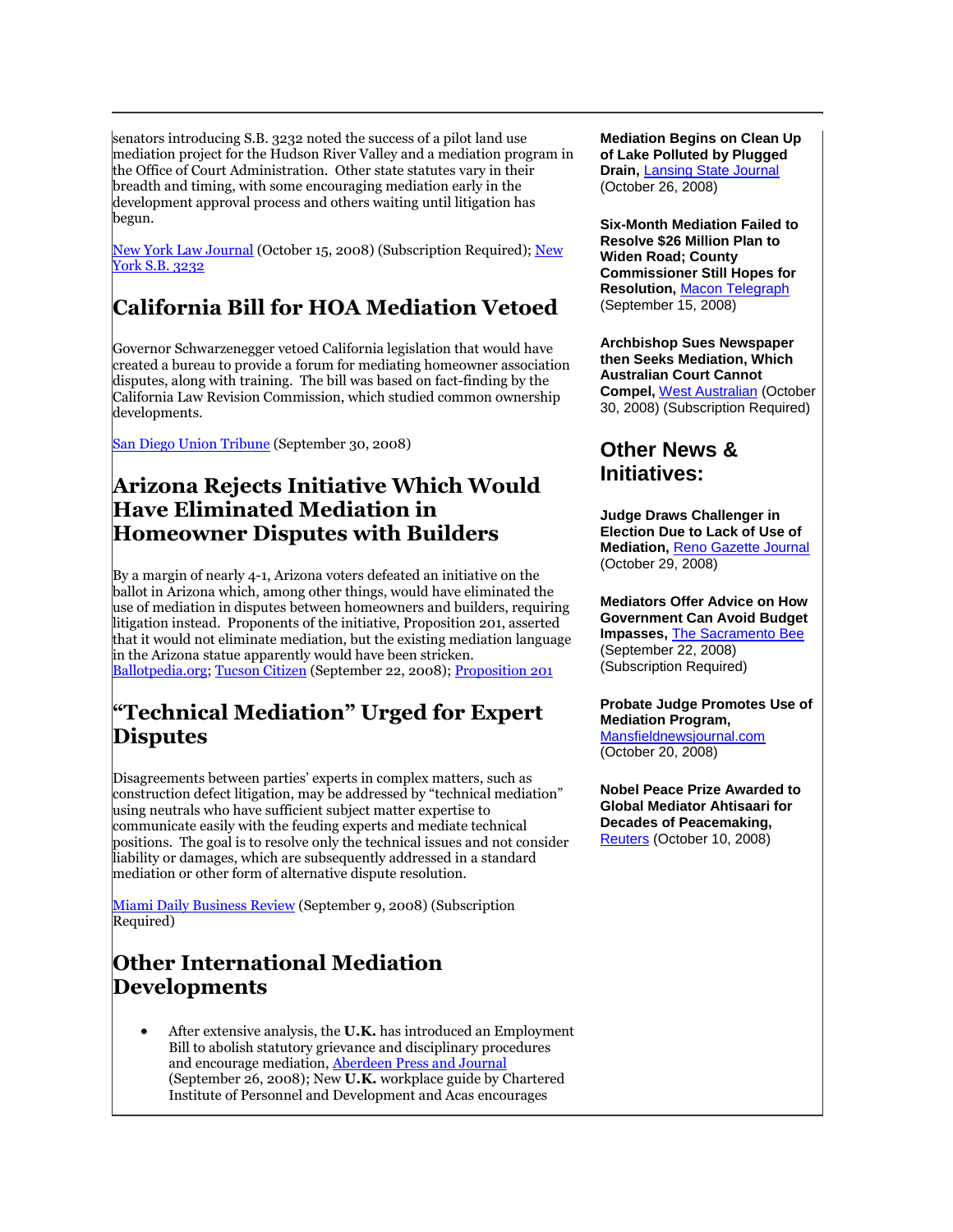senators introducing S.B. 3232 noted the success of a pilot land use mediation project for the Hudson River Valley and a mediation program in the Office of Court Administration. Other state statutes vary in their breadth and timing, with some encouraging mediation early in the development approval process and others waiting until litigation has begun.

New York Law Journal (October 15, 2008) (Subscription Required); New York S.B. 3232

## California Bill for HOA Mediation Vetoed

Governor Schwarzenegger vetoed California legislation that would have created a bureau to provide a forum for mediating homeowner association disputes, along with training. The bill was based on fact-finding by the California Law Revision Commission, which studied common ownership developments.

San Diego Union Tribune (September 30, 2008)

## Arizona Rejects Initiative Which Would Have Eliminated Mediation in Homeowner Disputes with Builders

By a margin of nearly 4-1, Arizona voters defeated an initiative on the ballot in Arizona which, among other things, would have eliminated the use of mediation in disputes between homeowners and builders, requiring litigation instead. Proponents of the initiative, Proposition 201, asserted that it would not eliminate mediation, but the existing mediation language in the Arizona statue apparently would have been stricken. Ballotpedia.org; Tucson Citizen (September 22, 2008); Proposition 201

## "Technical Mediation" Urged for Expert Disputes

Disagreements between parties' experts in complex matters, such as construction defect litigation, may be addressed by "technical mediation" using neutrals who have sufficient subject matter expertise to communicate easily with the feuding experts and mediate technical positions. The goal is to resolve only the technical issues and not consider liability or damages, which are subsequently addressed in a standard mediation or other form of alternative dispute resolution.

Miami Daily Business Review (September 9, 2008) (Subscription Required)

## Other International Mediation Developments

- After extensive analysis, the **U.K.** has introduced an Employment Bill to abolish statutory grievance and disciplinary procedures and encourage mediation, Aberdeen Press and Journal (September 26, 2008); New **U.K.** workplace guide by Chartered Institute of Personnel and Development and Acas encourages

**Mediation Begins on Clean Up of Lake Polluted by Plugged Drain,** Lansing State Journal (October 26, 2008)

**Six-Month Mediation Failed to Resolve $26 Million Plan to Widen Road; County Commissioner Still Hopes for Resolution,** Macon Telegraph (September 15, 2008)

**Archbishop Sues Newspaper then Seeks Mediation, Which Australian Court Cannot Compel,** West Australian (October 30, 2008) (Subscription Required)

## Other News & Initiatives:

**Judge Draws Challenger in Election Due to Lack of Use of Mediation,** Reno Gazette Journal (October 29, 2008)

**Mediators Offer Advice on How Government Can Avoid Budget Impasses,** The Sacramento Bee (September 22, 2008) (Subscription Required)

**Probate Judge Promotes Use of Mediation Program,** Mansfieldnewsjournal.com (October 20, 2008)

**Nobel Peace Prize Awarded to Global Mediator Ahtisaari for Decades of Peacemaking,** Reuters (October 10, 2008)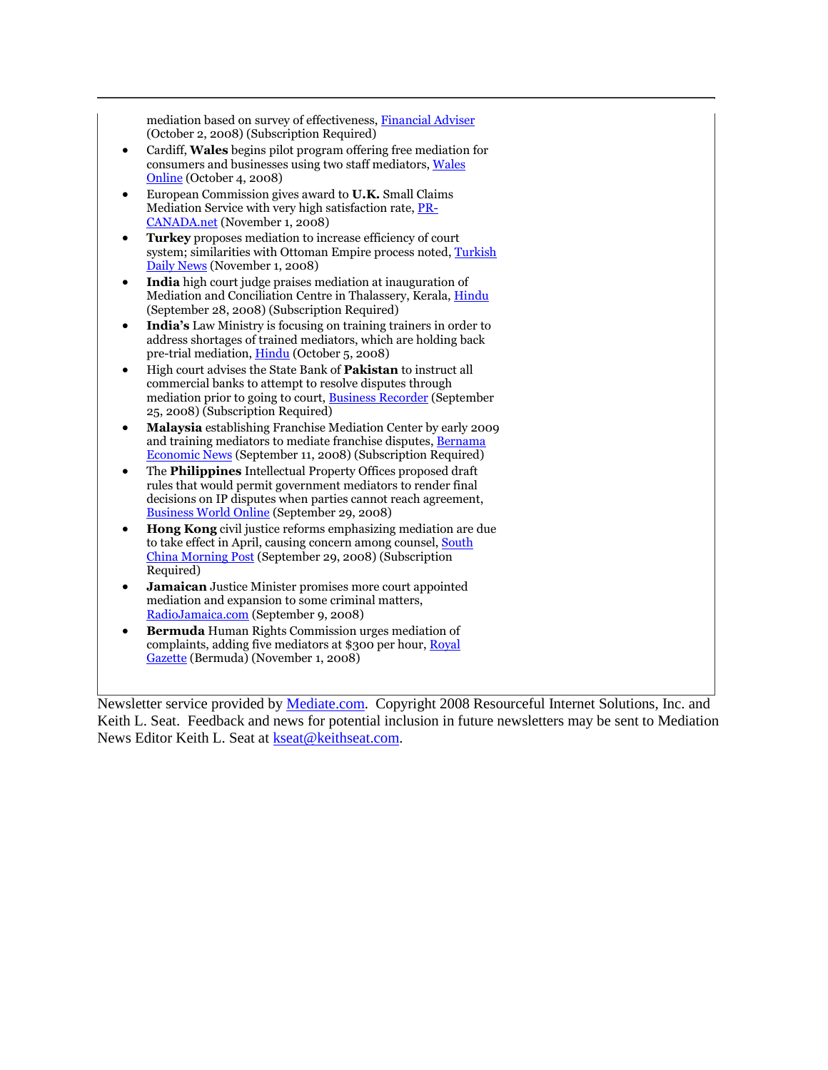mediation based on survey of effectiveness, Financial Adviser (October 2, 2008) (Subscription Required)

- Cardiff, **Wales** begins pilot program offering free mediation for consumers and businesses using two staff mediators, Wales Online (October 4, 2008)
- European Commission gives award to **U.K.** Small Claims Mediation Service with very high satisfaction rate, PR-CANADA.net (November 1, 2008)
- **Turkey** proposes mediation to increase efficiency of court system; similarities with Ottoman Empire process noted, Turkish Daily News (November 1, 2008)
- **India** high court judge praises mediation at inauguration of Mediation and Conciliation Centre in Thalassery, Kerala, Hindu (September 28, 2008) (Subscription Required)
- **India's** Law Ministry is focusing on training trainers in order to address shortages of trained mediators, which are holding back pre-trial mediation, Hindu (October 5, 2008)
- High court advises the State Bank of **Pakistan** to instruct all commercial banks to attempt to resolve disputes through mediation prior to going to court, Business Recorder (September 25, 2008) (Subscription Required)
- **Malaysia** establishing Franchise Mediation Center by early 2009 and training mediators to mediate franchise disputes, Bernama Economic News (September 11, 2008) (Subscription Required)
- The **Philippines** Intellectual Property Offices proposed draft rules that would permit government mediators to render final decisions on IP disputes when parties cannot reach agreement, Business World Online (September 29, 2008)
- **Hong Kong** civil justice reforms emphasizing mediation are due to take effect in April, causing concern among counsel, South China Morning Post (September 29, 2008) (Subscription Required)
- **Jamaican** Justice Minister promises more court appointed mediation and expansion to some criminal matters, RadioJamaica.com (September 9, 2008)
- **Bermuda** Human Rights Commission urges mediation of complaints, adding five mediators at $300 per hour, Royal Gazette (Bermuda) (November 1, 2008)

Newsletter service provided by Mediate.com. Copyright 2008 Resourceful Internet Solutions, Inc. and Keith L. Seat. Feedback and news for potential inclusion in future newsletters may be sent to Mediation News Editor Keith L. Seat at kseat@keithseat.com.